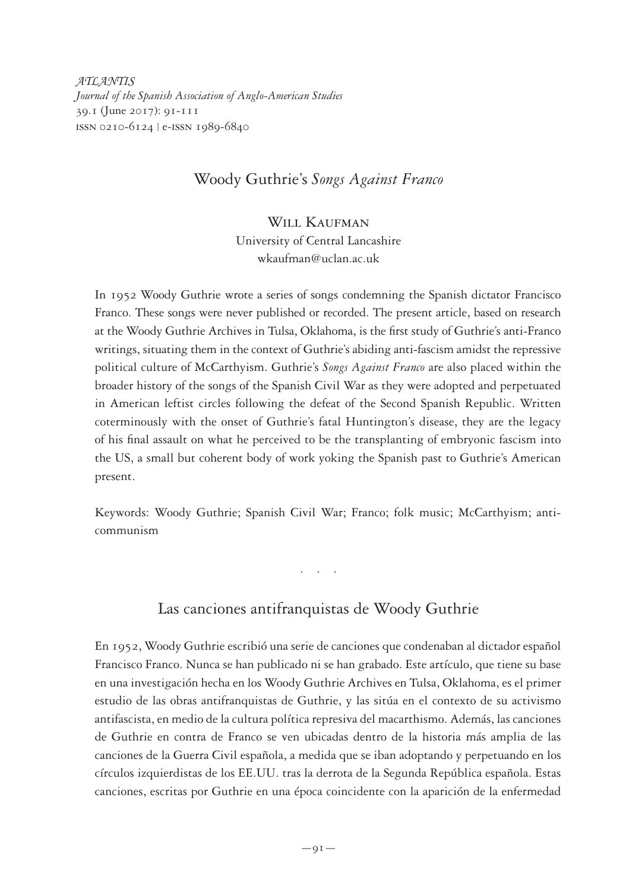*ATLANTIS*
*Journal of the Spanish Association of Anglo-American Studies*
39.1 (June 2017): 91-111
ISSN 0210-6124 | e-ISSN 1989-6840

# Woody Guthrie's *Songs Against Franco*

**Will Kaufman**
University of Central Lancashire
wkaufman@uclan.ac.uk

In 1952 Woody Guthrie wrote a series of songs condemning the Spanish dictator Francisco Franco. These songs were never published or recorded. The present article, based on research at the Woody Guthrie Archives in Tulsa, Oklahoma, is the first study of Guthrie's anti-Franco writings, situating them in the context of Guthrie's abiding anti-fascism amidst the repressive political culture of McCarthyism. Guthrie's *Songs Against Franco* are also placed within the broader history of the songs of the Spanish Civil War as they were adopted and perpetuated in American leftist circles following the defeat of the Second Spanish Republic. Written coterminously with the onset of Guthrie's fatal Huntington's disease, they are the legacy of his final assault on what he perceived to be the transplanting of embryonic fascism into the US, a small but coherent body of work yoking the Spanish past to Guthrie's American present.

Keywords: Woody Guthrie; Spanish Civil War; Franco; folk music; McCarthyism; anti-communism

. . .

## Las canciones antifranquistas de Woody Guthrie

En 1952, Woody Guthrie escribió una serie de canciones que condenaban al dictador español Francisco Franco. Nunca se han publicado ni se han grabado. Este artículo, que tiene su base en una investigación hecha en los Woody Guthrie Archives en Tulsa, Oklahoma, es el primer estudio de las obras antifranquistas de Guthrie, y las sitúa en el contexto de su activismo antifascista, en medio de la cultura política represiva del macarthismo. Además, las canciones de Guthrie en contra de Franco se ven ubicadas dentro de la historia más amplia de las canciones de la Guerra Civil española, a medida que se iban adoptando y perpetuando en los círculos izquierdistas de los EE.UU. tras la derrota de la Segunda República española. Estas canciones, escritas por Guthrie en una época coincidente con la aparición de la enfermedad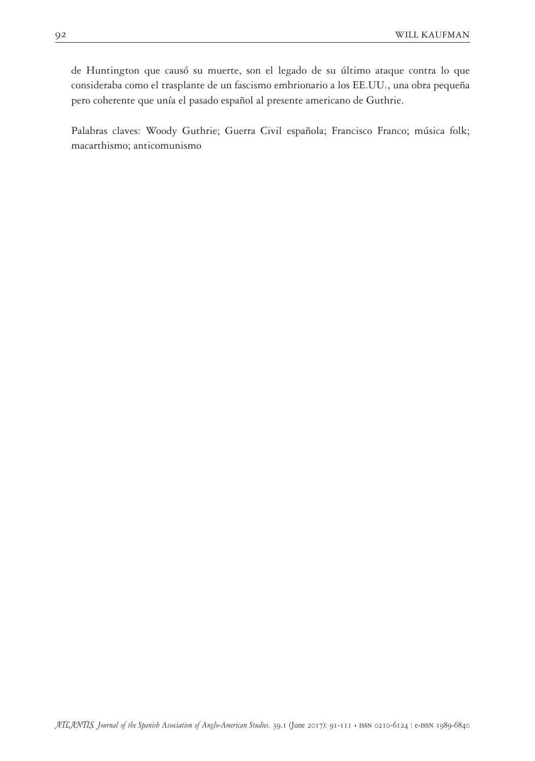de Huntington que causó su muerte, son el legado de su último ataque contra lo que consideraba como el trasplante de un fascismo embrionario a los EE.UU., una obra pequeña pero coherente que unía el pasado español al presente americano de Guthrie.

Palabras claves: Woody Guthrie; Guerra Civil española; Francisco Franco; música folk; macarthismo; anticomunismo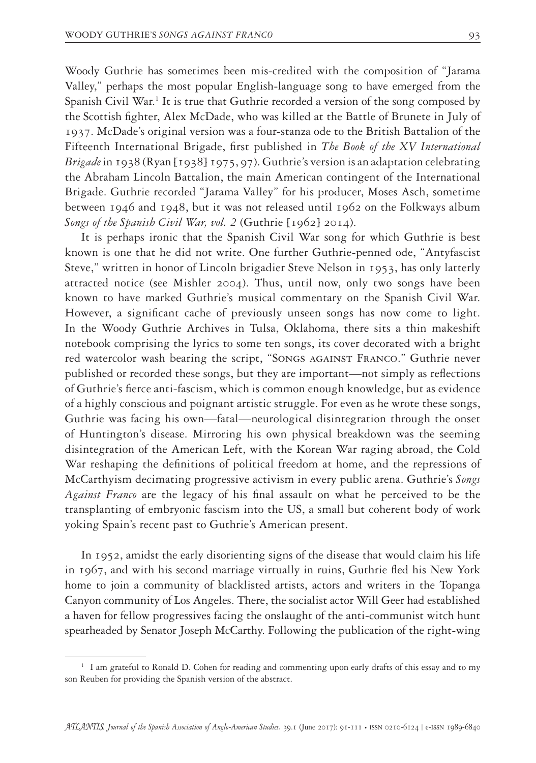Woody Guthrie has sometimes been mis-credited with the composition of "Jarama Valley," perhaps the most popular English-language song to have emerged from the Spanish Civil War.[1] It is true that Guthrie recorded a version of the song composed by the Scottish fighter, Alex McDade, who was killed at the Battle of Brunete in July of 1937. McDade's original version was a four-stanza ode to the British Battalion of the Fifteenth International Brigade, first published in *The Book of the XV International Brigade* in 1938 (Ryan [1938] 1975, 97). Guthrie's version is an adaptation celebrating the Abraham Lincoln Battalion, the main American contingent of the International Brigade. Guthrie recorded "Jarama Valley" for his producer, Moses Asch, sometime between 1946 and 1948, but it was not released until 1962 on the Folkways album *Songs of the Spanish Civil War, vol. 2* (Guthrie [1962] 2014).

It is perhaps ironic that the Spanish Civil War song for which Guthrie is best known is one that he did not write. One further Guthrie-penned ode, "Antyfascist Steve," written in honor of Lincoln brigadier Steve Nelson in 1953, has only latterly attracted notice (see Mishler 2004). Thus, until now, only two songs have been known to have marked Guthrie's musical commentary on the Spanish Civil War. However, a significant cache of previously unseen songs has now come to light. In the Woody Guthrie Archives in Tulsa, Oklahoma, there sits a thin makeshift notebook comprising the lyrics to some ten songs, its cover decorated with a bright red watercolor wash bearing the script, "Songs against Franco." Guthrie never published or recorded these songs, but they are important—not simply as reflections of Guthrie's fierce anti-fascism, which is common enough knowledge, but as evidence of a highly conscious and poignant artistic struggle. For even as he wrote these songs, Guthrie was facing his own—fatal—neurological disintegration through the onset of Huntington's disease. Mirroring his own physical breakdown was the seeming disintegration of the American Left, with the Korean War raging abroad, the Cold War reshaping the definitions of political freedom at home, and the repressions of McCarthyism decimating progressive activism in every public arena. Guthrie's *Songs Against Franco* are the legacy of his final assault on what he perceived to be the transplanting of embryonic fascism into the US, a small but coherent body of work yoking Spain's recent past to Guthrie's American present.

In 1952, amidst the early disorienting signs of the disease that would claim his life in 1967, and with his second marriage virtually in ruins, Guthrie fled his New York home to join a community of blacklisted artists, actors and writers in the Topanga Canyon community of Los Angeles. There, the socialist actor Will Geer had established a haven for fellow progressives facing the onslaught of the anti-communist witch hunt spearheaded by Senator Joseph McCarthy. Following the publication of the right-wing

[1] I am grateful to Ronald D. Cohen for reading and commenting upon early drafts of this essay and to my son Reuben for providing the Spanish version of the abstract.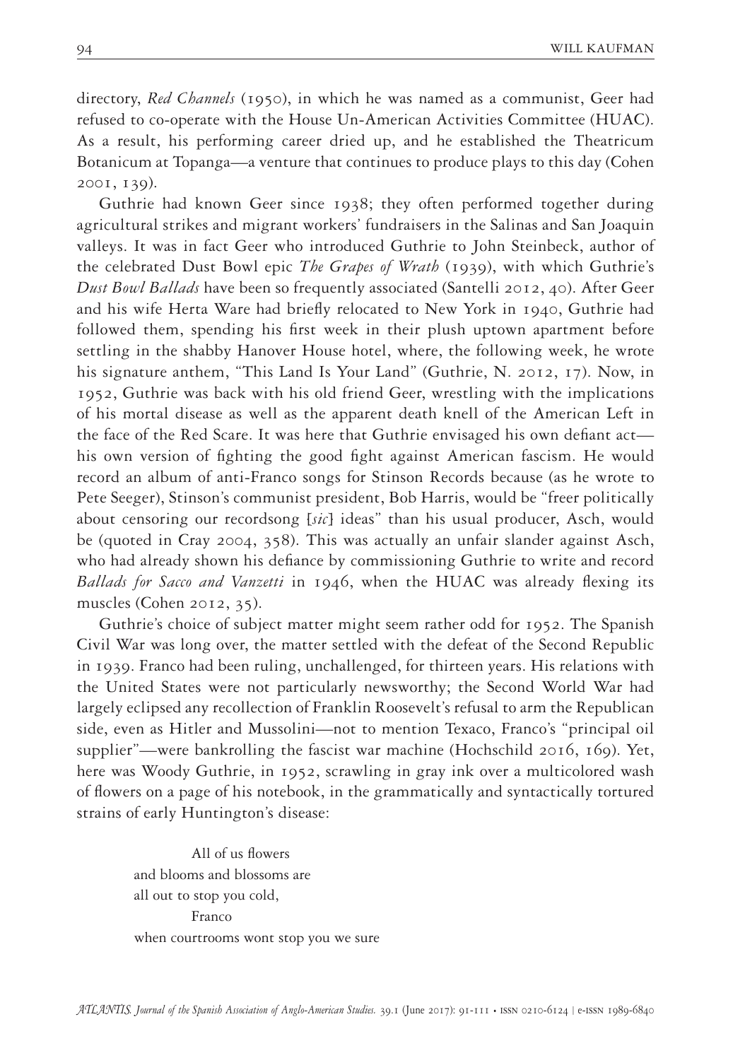directory, *Red Channels* (1950), in which he was named as a communist, Geer had refused to co-operate with the House Un-American Activities Committee (HUAC). As a result, his performing career dried up, and he established the Theatricum Botanicum at Topanga—a venture that continues to produce plays to this day (Cohen 2001, 139).

Guthrie had known Geer since 1938; they often performed together during agricultural strikes and migrant workers' fundraisers in the Salinas and San Joaquin valleys. It was in fact Geer who introduced Guthrie to John Steinbeck, author of the celebrated Dust Bowl epic *The Grapes of Wrath* (1939), with which Guthrie's *Dust Bowl Ballads* have been so frequently associated (Santelli 2012, 40). After Geer and his wife Herta Ware had briefly relocated to New York in 1940, Guthrie had followed them, spending his first week in their plush uptown apartment before settling in the shabby Hanover House hotel, where, the following week, he wrote his signature anthem, "This Land Is Your Land" (Guthrie, N. 2012, 17). Now, in 1952, Guthrie was back with his old friend Geer, wrestling with the implications of his mortal disease as well as the apparent death knell of the American Left in the face of the Red Scare. It was here that Guthrie envisaged his own defiant act—his own version of fighting the good fight against American fascism. He would record an album of anti-Franco songs for Stinson Records because (as he wrote to Pete Seeger), Stinson's communist president, Bob Harris, would be "freer politically about censoring our recordsong [*sic*] ideas" than his usual producer, Asch, would be (quoted in Cray 2004, 358). This was actually an unfair slander against Asch, who had already shown his defiance by commissioning Guthrie to write and record *Ballads for Sacco and Vanzetti* in 1946, when the HUAC was already flexing its muscles (Cohen 2012, 35).

Guthrie's choice of subject matter might seem rather odd for 1952. The Spanish Civil War was long over, the matter settled with the defeat of the Second Republic in 1939. Franco had been ruling, unchallenged, for thirteen years. His relations with the United States were not particularly newsworthy; the Second World War had largely eclipsed any recollection of Franklin Roosevelt's refusal to arm the Republican side, even as Hitler and Mussolini—not to mention Texaco, Franco's "principal oil supplier"—were bankrolling the fascist war machine (Hochschild 2016, 169). Yet, here was Woody Guthrie, in 1952, scrawling in gray ink over a multicolored wash of flowers on a page of his notebook, in the grammatically and syntactically tortured strains of early Huntington's disease:

> All of us flowers
> and blooms and blossoms are
> all out to stop you cold,
> Franco
> when courtrooms wont stop you we sure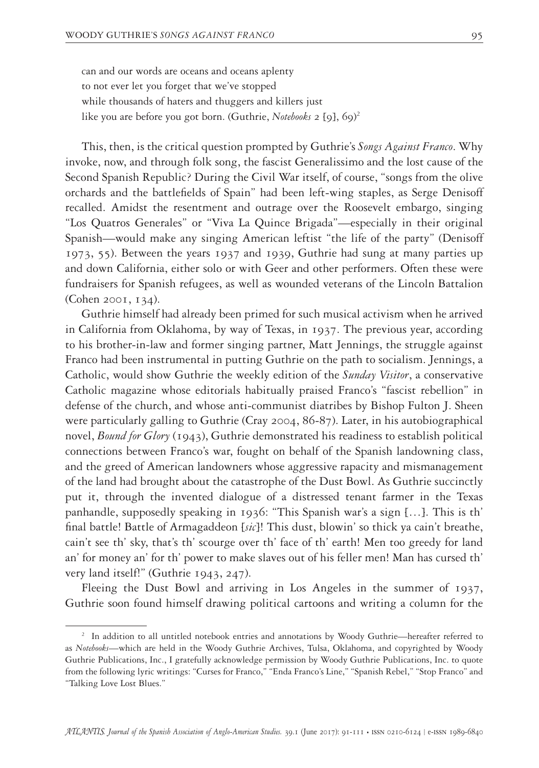can and our words are oceans and oceans aplenty
to not ever let you forget that we've stopped
while thousands of haters and thuggers and killers just
like you are before you got born. (Guthrie, *Notebooks* 2 [9], 69)[2]

This, then, is the critical question prompted by Guthrie's *Songs Against Franco*. Why invoke, now, and through folk song, the fascist Generalissimo and the lost cause of the Second Spanish Republic? During the Civil War itself, of course, "songs from the olive orchards and the battlefields of Spain" had been left-wing staples, as Serge Denisoff recalled. Amidst the resentment and outrage over the Roosevelt embargo, singing "Los Quatros Generales" or "Viva La Quince Brigada"—especially in their original Spanish—would make any singing American leftist "the life of the party" (Denisoff 1973, 55). Between the years 1937 and 1939, Guthrie had sung at many parties up and down California, either solo or with Geer and other performers. Often these were fundraisers for Spanish refugees, as well as wounded veterans of the Lincoln Battalion (Cohen 2001, 134).

Guthrie himself had already been primed for such musical activism when he arrived in California from Oklahoma, by way of Texas, in 1937. The previous year, according to his brother-in-law and former singing partner, Matt Jennings, the struggle against Franco had been instrumental in putting Guthrie on the path to socialism. Jennings, a Catholic, would show Guthrie the weekly edition of the *Sunday Visitor*, a conservative Catholic magazine whose editorials habitually praised Franco's "fascist rebellion" in defense of the church, and whose anti-communist diatribes by Bishop Fulton J. Sheen were particularly galling to Guthrie (Cray 2004, 86-87). Later, in his autobiographical novel, *Bound for Glory* (1943), Guthrie demonstrated his readiness to establish political connections between Franco's war, fought on behalf of the Spanish landowning class, and the greed of American landowners whose aggressive rapacity and mismanagement of the land had brought about the catastrophe of the Dust Bowl. As Guthrie succinctly put it, through the invented dialogue of a distressed tenant farmer in the Texas panhandle, supposedly speaking in 1936: "This Spanish war's a sign […]. This is th' final battle! Battle of Armagaddeon [*sic*]! This dust, blowin' so thick ya cain't breathe, cain't see th' sky, that's th' scourge over th' face of th' earth! Men too greedy for land an' for money an' for th' power to make slaves out of his feller men! Man has cursed th' very land itself!" (Guthrie 1943, 247).

Fleeing the Dust Bowl and arriving in Los Angeles in the summer of 1937, Guthrie soon found himself drawing political cartoons and writing a column for the

[2] In addition to all untitled notebook entries and annotations by Woody Guthrie—hereafter referred to as *Notebooks*—which are held in the Woody Guthrie Archives, Tulsa, Oklahoma, and copyrighted by Woody Guthrie Publications, Inc., I gratefully acknowledge permission by Woody Guthrie Publications, Inc. to quote from the following lyric writings: "Curses for Franco," "Enda Franco's Line," "Spanish Rebel," "Stop Franco" and "Talking Love Lost Blues."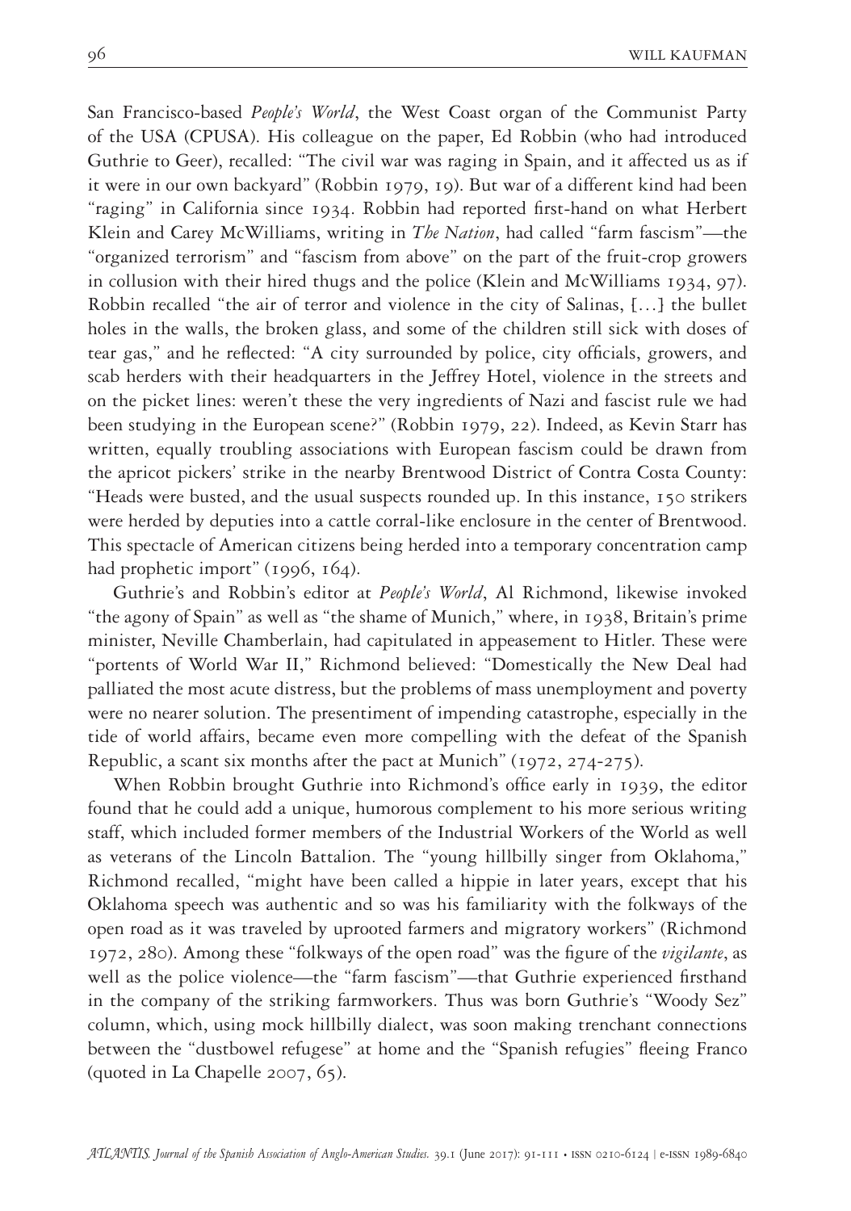San Francisco-based *People's World*, the West Coast organ of the Communist Party of the USA (CPUSA). His colleague on the paper, Ed Robbin (who had introduced Guthrie to Geer), recalled: "The civil war was raging in Spain, and it affected us as if it were in our own backyard" (Robbin 1979, 19). But war of a different kind had been "raging" in California since 1934. Robbin had reported first-hand on what Herbert Klein and Carey McWilliams, writing in *The Nation*, had called "farm fascism"—the "organized terrorism" and "fascism from above" on the part of the fruit-crop growers in collusion with their hired thugs and the police (Klein and McWilliams 1934, 97). Robbin recalled "the air of terror and violence in the city of Salinas, [...] the bullet holes in the walls, the broken glass, and some of the children still sick with doses of tear gas," and he reflected: "A city surrounded by police, city officials, growers, and scab herders with their headquarters in the Jeffrey Hotel, violence in the streets and on the picket lines: weren't these the very ingredients of Nazi and fascist rule we had been studying in the European scene?" (Robbin 1979, 22). Indeed, as Kevin Starr has written, equally troubling associations with European fascism could be drawn from the apricot pickers' strike in the nearby Brentwood District of Contra Costa County: "Heads were busted, and the usual suspects rounded up. In this instance, 150 strikers were herded by deputies into a cattle corral-like enclosure in the center of Brentwood. This spectacle of American citizens being herded into a temporary concentration camp had prophetic import" (1996, 164).

Guthrie's and Robbin's editor at *People's World*, Al Richmond, likewise invoked "the agony of Spain" as well as "the shame of Munich," where, in 1938, Britain's prime minister, Neville Chamberlain, had capitulated in appeasement to Hitler. These were "portents of World War II," Richmond believed: "Domestically the New Deal had palliated the most acute distress, but the problems of mass unemployment and poverty were no nearer solution. The presentiment of impending catastrophe, especially in the tide of world affairs, became even more compelling with the defeat of the Spanish Republic, a scant six months after the pact at Munich" (1972, 274-275).

When Robbin brought Guthrie into Richmond's office early in 1939, the editor found that he could add a unique, humorous complement to his more serious writing staff, which included former members of the Industrial Workers of the World as well as veterans of the Lincoln Battalion. The "young hillbilly singer from Oklahoma," Richmond recalled, "might have been called a hippie in later years, except that his Oklahoma speech was authentic and so was his familiarity with the folkways of the open road as it was traveled by uprooted farmers and migratory workers" (Richmond 1972, 280). Among these "folkways of the open road" was the figure of the *vigilante*, as well as the police violence—the "farm fascism"—that Guthrie experienced firsthand in the company of the striking farmworkers. Thus was born Guthrie's "Woody Sez" column, which, using mock hillbilly dialect, was soon making trenchant connections between the "dustbowel refugese" at home and the "Spanish refugies" fleeing Franco (quoted in La Chapelle 2007, 65).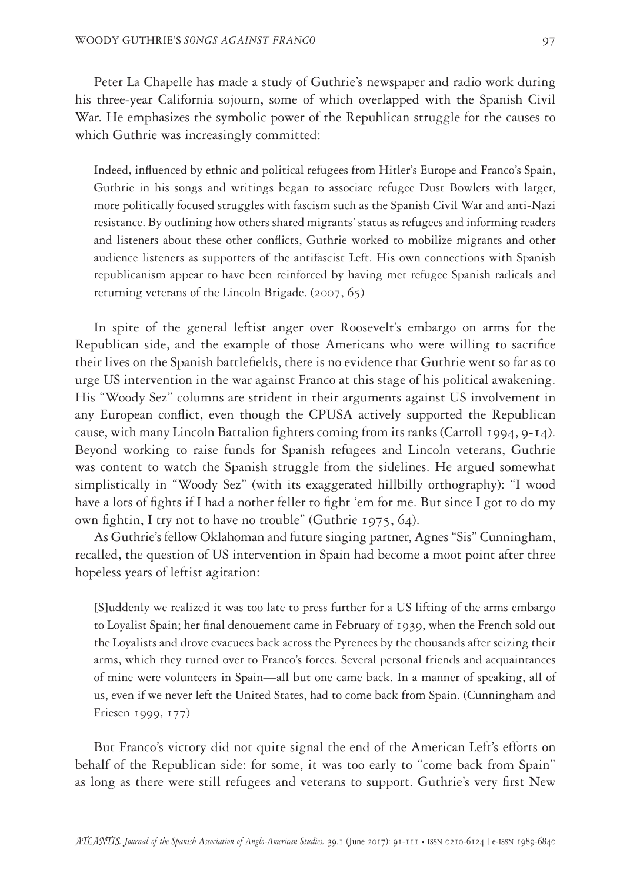Peter La Chapelle has made a study of Guthrie's newspaper and radio work during his three-year California sojourn, some of which overlapped with the Spanish Civil War. He emphasizes the symbolic power of the Republican struggle for the causes to which Guthrie was increasingly committed:

> Indeed, influenced by ethnic and political refugees from Hitler's Europe and Franco's Spain, Guthrie in his songs and writings began to associate refugee Dust Bowlers with larger, more politically focused struggles with fascism such as the Spanish Civil War and anti-Nazi resistance. By outlining how others shared migrants' status as refugees and informing readers and listeners about these other conflicts, Guthrie worked to mobilize migrants and other audience listeners as supporters of the antifascist Left. His own connections with Spanish republicanism appear to have been reinforced by having met refugee Spanish radicals and returning veterans of the Lincoln Brigade. (2007, 65)

In spite of the general leftist anger over Roosevelt's embargo on arms for the Republican side, and the example of those Americans who were willing to sacrifice their lives on the Spanish battlefields, there is no evidence that Guthrie went so far as to urge US intervention in the war against Franco at this stage of his political awakening. His "Woody Sez" columns are strident in their arguments against US involvement in any European conflict, even though the CPUSA actively supported the Republican cause, with many Lincoln Battalion fighters coming from its ranks (Carroll 1994, 9-14). Beyond working to raise funds for Spanish refugees and Lincoln veterans, Guthrie was content to watch the Spanish struggle from the sidelines. He argued somewhat simplistically in "Woody Sez" (with its exaggerated hillbilly orthography): "I wood have a lots of fights if I had a nother feller to fight 'em for me. But since I got to do my own fightin, I try not to have no trouble" (Guthrie 1975, 64).

As Guthrie's fellow Oklahoman and future singing partner, Agnes "Sis" Cunningham, recalled, the question of US intervention in Spain had become a moot point after three hopeless years of leftist agitation:

> [S]uddenly we realized it was too late to press further for a US lifting of the arms embargo to Loyalist Spain; her final denouement came in February of 1939, when the French sold out the Loyalists and drove evacuees back across the Pyrenees by the thousands after seizing their arms, which they turned over to Franco's forces. Several personal friends and acquaintances of mine were volunteers in Spain—all but one came back. In a manner of speaking, all of us, even if we never left the United States, had to come back from Spain. (Cunningham and Friesen 1999, 177)

But Franco's victory did not quite signal the end of the American Left's efforts on behalf of the Republican side: for some, it was too early to "come back from Spain" as long as there were still refugees and veterans to support. Guthrie's very first New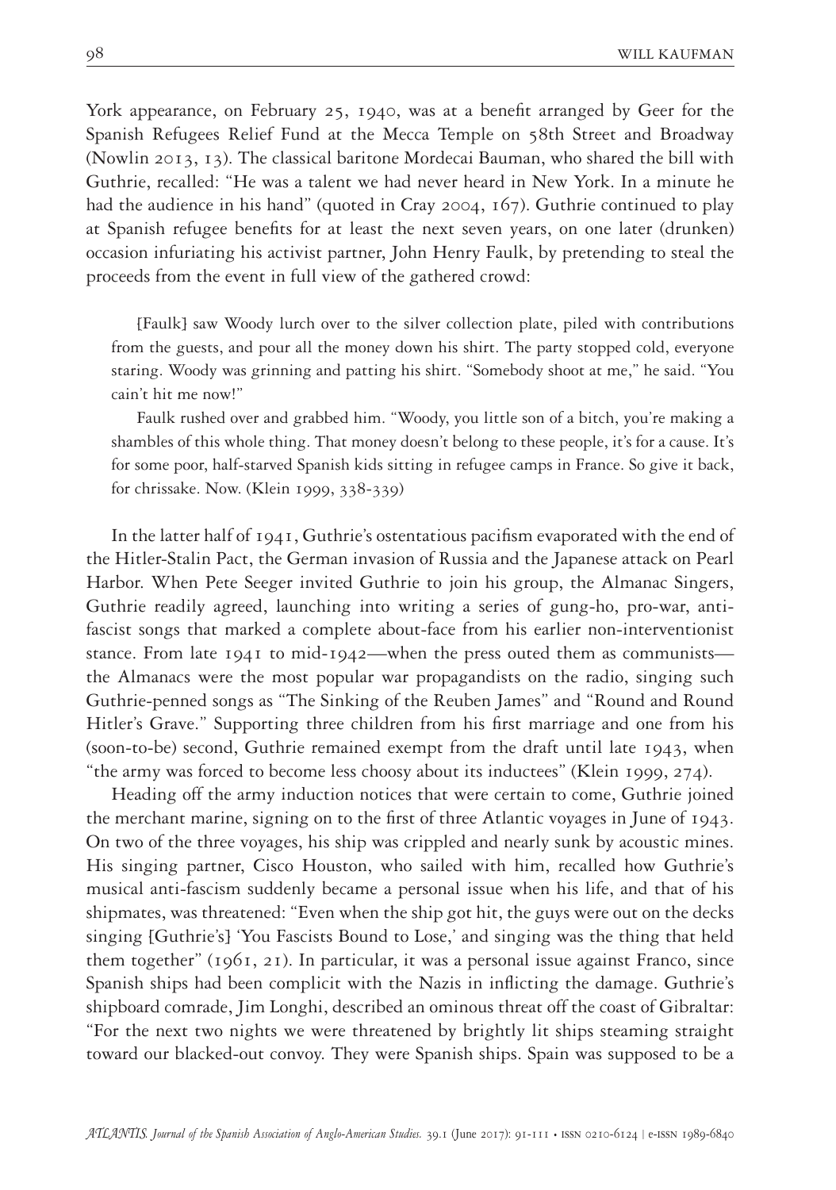York appearance, on February 25, 1940, was at a benefit arranged by Geer for the Spanish Refugees Relief Fund at the Mecca Temple on 58th Street and Broadway (Nowlin 2013, 13). The classical baritone Mordecai Bauman, who shared the bill with Guthrie, recalled: "He was a talent we had never heard in New York. In a minute he had the audience in his hand" (quoted in Cray 2004, 167). Guthrie continued to play at Spanish refugee benefits for at least the next seven years, on one later (drunken) occasion infuriating his activist partner, John Henry Faulk, by pretending to steal the proceeds from the event in full view of the gathered crowd:

> [Faulk] saw Woody lurch over to the silver collection plate, piled with contributions from the guests, and pour all the money down his shirt. The party stopped cold, everyone staring. Woody was grinning and patting his shirt. "Somebody shoot at me," he said. "You cain't hit me now!"
>
> Faulk rushed over and grabbed him. "Woody, you little son of a bitch, you're making a shambles of this whole thing. That money doesn't belong to these people, it's for a cause. It's for some poor, half-starved Spanish kids sitting in refugee camps in France. So give it back, for chrissake. Now. (Klein 1999, 338-339)

In the latter half of 1941, Guthrie's ostentatious pacifism evaporated with the end of the Hitler-Stalin Pact, the German invasion of Russia and the Japanese attack on Pearl Harbor. When Pete Seeger invited Guthrie to join his group, the Almanac Singers, Guthrie readily agreed, launching into writing a series of gung-ho, pro-war, anti-fascist songs that marked a complete about-face from his earlier non-interventionist stance. From late 1941 to mid-1942—when the press outed them as communists—the Almanacs were the most popular war propagandists on the radio, singing such Guthrie-penned songs as "The Sinking of the Reuben James" and "Round and Round Hitler's Grave." Supporting three children from his first marriage and one from his (soon-to-be) second, Guthrie remained exempt from the draft until late 1943, when "the army was forced to become less choosy about its inductees" (Klein 1999, 274).

Heading off the army induction notices that were certain to come, Guthrie joined the merchant marine, signing on to the first of three Atlantic voyages in June of 1943. On two of the three voyages, his ship was crippled and nearly sunk by acoustic mines. His singing partner, Cisco Houston, who sailed with him, recalled how Guthrie's musical anti-fascism suddenly became a personal issue when his life, and that of his shipmates, was threatened: "Even when the ship got hit, the guys were out on the decks singing [Guthrie's] 'You Fascists Bound to Lose,' and singing was the thing that held them together" (1961, 21). In particular, it was a personal issue against Franco, since Spanish ships had been complicit with the Nazis in inflicting the damage. Guthrie's shipboard comrade, Jim Longhi, described an ominous threat off the coast of Gibraltar: "For the next two nights we were threatened by brightly lit ships steaming straight toward our blacked-out convoy. They were Spanish ships. Spain was supposed to be a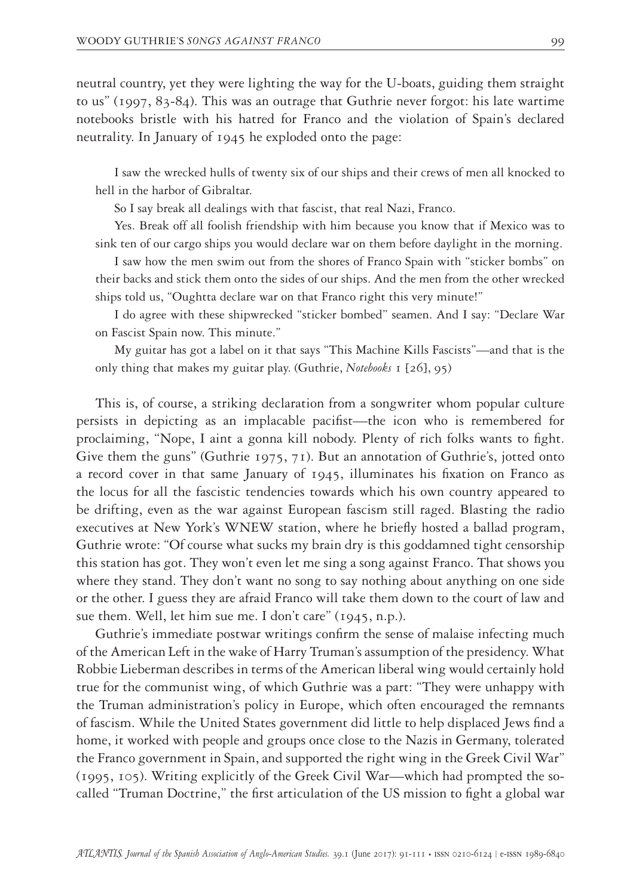neutral country, yet they were lighting the way for the U-boats, guiding them straight to us" (1997, 83-84). This was an outrage that Guthrie never forgot: his late wartime notebooks bristle with his hatred for Franco and the violation of Spain's declared neutrality. In January of 1945 he exploded onto the page:

> I saw the wrecked hulls of twenty six of our ships and their crews of men all knocked to hell in the harbor of Gibraltar.
>
> So I say break all dealings with that fascist, that real Nazi, Franco.
>
> Yes. Break off all foolish friendship with him because you know that if Mexico was to sink ten of our cargo ships you would declare war on them before daylight in the morning.
>
> I saw how the men swim out from the shores of Franco Spain with "sticker bombs" on their backs and stick them onto the sides of our ships. And the men from the other wrecked ships told us, "Oughtta declare war on that Franco right this very minute!"
>
> I do agree with these shipwrecked "sticker bombed" seamen. And I say: "Declare War on Fascist Spain now. This minute."
>
> My guitar has got a label on it that says "This Machine Kills Fascists"—and that is the only thing that makes my guitar play. (Guthrie, *Notebooks* 1 [26], 95)

This is, of course, a striking declaration from a songwriter whom popular culture persists in depicting as an implacable pacifist—the icon who is remembered for proclaiming, "Nope, I aint a gonna kill nobody. Plenty of rich folks wants to fight. Give them the guns" (Guthrie 1975, 71). But an annotation of Guthrie's, jotted onto a record cover in that same January of 1945, illuminates his fixation on Franco as the locus for all the fascistic tendencies towards which his own country appeared to be drifting, even as the war against European fascism still raged. Blasting the radio executives at New York's WNEW station, where he briefly hosted a ballad program, Guthrie wrote: "Of course what sucks my brain dry is this goddamned tight censorship this station has got. They won't even let me sing a song against Franco. That shows you where they stand. They don't want no song to say nothing about anything on one side or the other. I guess they are afraid Franco will take them down to the court of law and sue them. Well, let him sue me. I don't care" (1945, n.p.).

Guthrie's immediate postwar writings confirm the sense of malaise infecting much of the American Left in the wake of Harry Truman's assumption of the presidency. What Robbie Lieberman describes in terms of the American liberal wing would certainly hold true for the communist wing, of which Guthrie was a part: "They were unhappy with the Truman administration's policy in Europe, which often encouraged the remnants of fascism. While the United States government did little to help displaced Jews find a home, it worked with people and groups once close to the Nazis in Germany, tolerated the Franco government in Spain, and supported the right wing in the Greek Civil War" (1995, 105). Writing explicitly of the Greek Civil War—which had prompted the so-called "Truman Doctrine," the first articulation of the US mission to fight a global war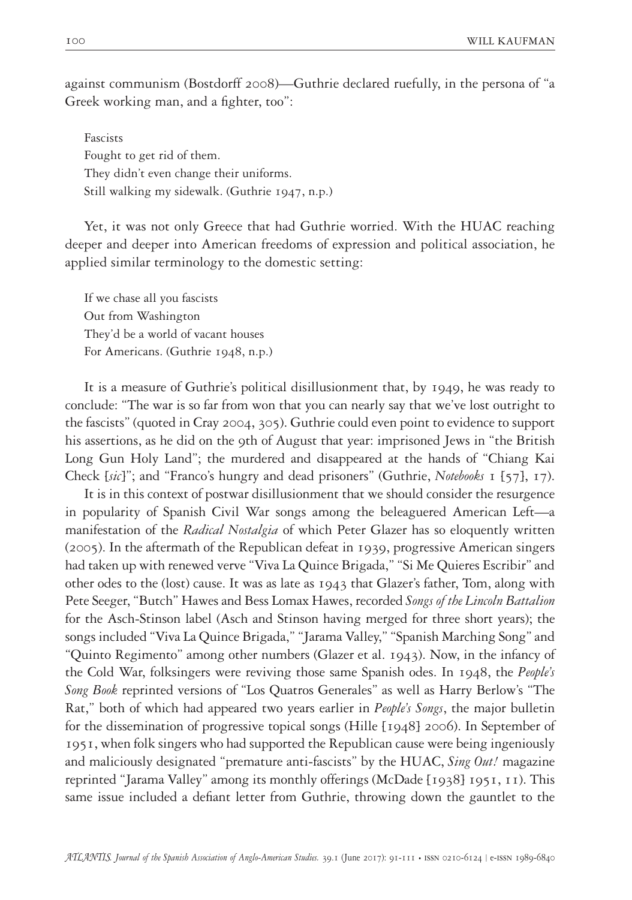against communism (Bostdorff 2008)—Guthrie declared ruefully, in the persona of "a Greek working man, and a fighter, too":

> Fascists
> Fought to get rid of them.
> They didn't even change their uniforms.
> Still walking my sidewalk. (Guthrie 1947, n.p.)

Yet, it was not only Greece that had Guthrie worried. With the HUAC reaching deeper and deeper into American freedoms of expression and political association, he applied similar terminology to the domestic setting:

> If we chase all you fascists
> Out from Washington
> They'd be a world of vacant houses
> For Americans. (Guthrie 1948, n.p.)

It is a measure of Guthrie's political disillusionment that, by 1949, he was ready to conclude: "The war is so far from won that you can nearly say that we've lost outright to the fascists" (quoted in Cray 2004, 305). Guthrie could even point to evidence to support his assertions, as he did on the 9th of August that year: imprisoned Jews in "the British Long Gun Holy Land"; the murdered and disappeared at the hands of "Chiang Kai Check [*sic*]"; and "Franco's hungry and dead prisoners" (Guthrie, *Notebooks* 1 [57], 17).

It is in this context of postwar disillusionment that we should consider the resurgence in popularity of Spanish Civil War songs among the beleaguered American Left—a manifestation of the *Radical Nostalgia* of which Peter Glazer has so eloquently written (2005). In the aftermath of the Republican defeat in 1939, progressive American singers had taken up with renewed verve "Viva La Quince Brigada," "Si Me Quieres Escribir" and other odes to the (lost) cause. It was as late as 1943 that Glazer's father, Tom, along with Pete Seeger, "Butch" Hawes and Bess Lomax Hawes, recorded *Songs of the Lincoln Battalion* for the Asch-Stinson label (Asch and Stinson having merged for three short years); the songs included "Viva La Quince Brigada," "Jarama Valley," "Spanish Marching Song" and "Quinto Regimento" among other numbers (Glazer et al. 1943). Now, in the infancy of the Cold War, folksingers were reviving those same Spanish odes. In 1948, the *People's Song Book* reprinted versions of "Los Quatros Generales" as well as Harry Berlow's "The Rat," both of which had appeared two years earlier in *People's Songs*, the major bulletin for the dissemination of progressive topical songs (Hille [1948] 2006). In September of 1951, when folk singers who had supported the Republican cause were being ingeniously and maliciously designated "premature anti-fascists" by the HUAC, *Sing Out!* magazine reprinted "Jarama Valley" among its monthly offerings (McDade [1938] 1951, 11). This same issue included a defiant letter from Guthrie, throwing down the gauntlet to the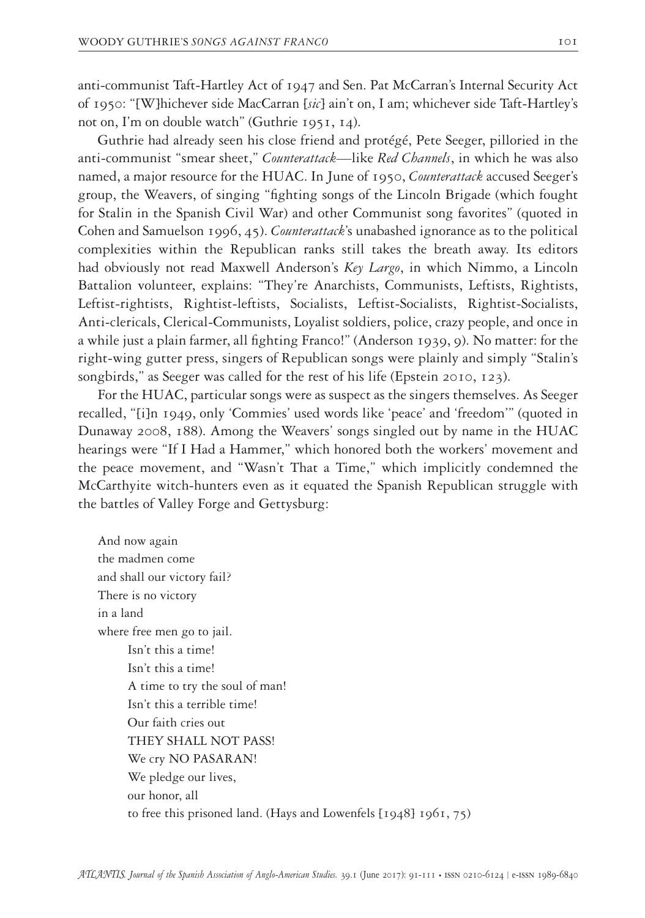anti-communist Taft-Hartley Act of 1947 and Sen. Pat McCarran's Internal Security Act of 1950: "[W]hichever side MacCarran [*sic*] ain't on, I am; whichever side Taft-Hartley's not on, I'm on double watch" (Guthrie 1951, 14).

Guthrie had already seen his close friend and protégé, Pete Seeger, pilloried in the anti-communist "smear sheet," *Counterattack*—like *Red Channels*, in which he was also named, a major resource for the HUAC. In June of 1950, *Counterattack* accused Seeger's group, the Weavers, of singing "fighting songs of the Lincoln Brigade (which fought for Stalin in the Spanish Civil War) and other Communist song favorites" (quoted in Cohen and Samuelson 1996, 45). *Counterattack*'s unabashed ignorance as to the political complexities within the Republican ranks still takes the breath away. Its editors had obviously not read Maxwell Anderson's *Key Largo*, in which Nimmo, a Lincoln Battalion volunteer, explains: "They're Anarchists, Communists, Leftists, Rightists, Leftist-rightists, Rightist-leftists, Socialists, Leftist-Socialists, Rightist-Socialists, Anti-clericals, Clerical-Communists, Loyalist soldiers, police, crazy people, and once in a while just a plain farmer, all fighting Franco!" (Anderson 1939, 9). No matter: for the right-wing gutter press, singers of Republican songs were plainly and simply "Stalin's songbirds," as Seeger was called for the rest of his life (Epstein 2010, 123).

For the HUAC, particular songs were as suspect as the singers themselves. As Seeger recalled, "[i]n 1949, only 'Commies' used words like 'peace' and 'freedom'" (quoted in Dunaway 2008, 188). Among the Weavers' songs singled out by name in the HUAC hearings were "If I Had a Hammer," which honored both the workers' movement and the peace movement, and "Wasn't That a Time," which implicitly condemned the McCarthyite witch-hunters even as it equated the Spanish Republican struggle with the battles of Valley Forge and Gettysburg:

> And now again
> the madmen come
> and shall our victory fail?
> There is no victory
> in a land
> where free men go to jail.
> Isn't this a time!
> Isn't this a time!
> A time to try the soul of man!
> Isn't this a terrible time!
> Our faith cries out
> THEY SHALL NOT PASS!
> We cry NO PASARAN!
> We pledge our lives,
> our honor, all
> to free this prisoned land. (Hays and Lowenfels [1948] 1961, 75)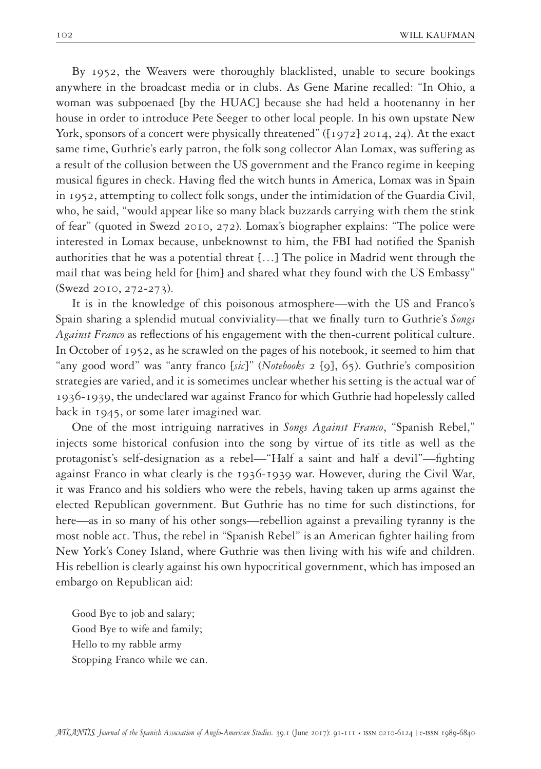By 1952, the Weavers were thoroughly blacklisted, unable to secure bookings anywhere in the broadcast media or in clubs. As Gene Marine recalled: "In Ohio, a woman was subpoenaed [by the HUAC] because she had held a hootenanny in her house in order to introduce Pete Seeger to other local people. In his own upstate New York, sponsors of a concert were physically threatened" ([1972] 2014, 24). At the exact same time, Guthrie's early patron, the folk song collector Alan Lomax, was suffering as a result of the collusion between the US government and the Franco regime in keeping musical figures in check. Having fled the witch hunts in America, Lomax was in Spain in 1952, attempting to collect folk songs, under the intimidation of the Guardia Civil, who, he said, "would appear like so many black buzzards carrying with them the stink of fear" (quoted in Swezd 2010, 272). Lomax's biographer explains: "The police were interested in Lomax because, unbeknownst to him, the FBI had notified the Spanish authorities that he was a potential threat [...] The police in Madrid went through the mail that was being held for [him] and shared what they found with the US Embassy" (Swezd 2010, 272-273).

It is in the knowledge of this poisonous atmosphere—with the US and Franco's Spain sharing a splendid mutual conviviality—that we finally turn to Guthrie's *Songs Against Franco* as reflections of his engagement with the then-current political culture. In October of 1952, as he scrawled on the pages of his notebook, it seemed to him that "any good word" was "anty franco [*sic*]" (*Notebooks* 2 [9], 65). Guthrie's composition strategies are varied, and it is sometimes unclear whether his setting is the actual war of 1936-1939, the undeclared war against Franco for which Guthrie had hopelessly called back in 1945, or some later imagined war.

One of the most intriguing narratives in *Songs Against Franco*, "Spanish Rebel," injects some historical confusion into the song by virtue of its title as well as the protagonist's self-designation as a rebel—"Half a saint and half a devil"—fighting against Franco in what clearly is the 1936-1939 war. However, during the Civil War, it was Franco and his soldiers who were the rebels, having taken up arms against the elected Republican government. But Guthrie has no time for such distinctions, for here—as in so many of his other songs—rebellion against a prevailing tyranny is the most noble act. Thus, the rebel in "Spanish Rebel" is an American fighter hailing from New York's Coney Island, where Guthrie was then living with his wife and children. His rebellion is clearly against his own hypocritical government, which has imposed an embargo on Republican aid:

> Good Bye to job and salary;
> Good Bye to wife and family;
> Hello to my rabble army
> Stopping Franco while we can.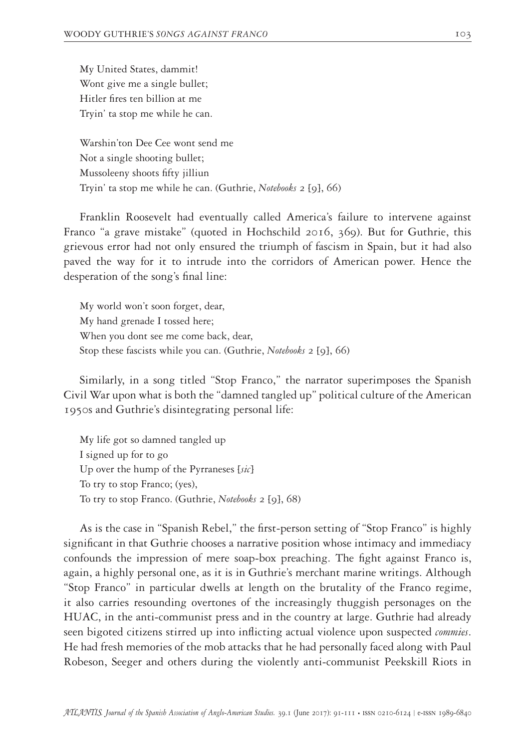My United States, dammit!  
Wont give me a single bullet;  
Hitler fires ten billion at me  
Tryin' ta stop me while he can.

Warshin'ton Dee Cee wont send me  
Not a single shooting bullet;  
Mussoleeny shoots fifty jilliun  
Tryin' ta stop me while he can. (Guthrie, *Notebooks* 2 [9], 66)

Franklin Roosevelt had eventually called America's failure to intervene against Franco "a grave mistake" (quoted in Hochschild 2016, 369). But for Guthrie, this grievous error had not only ensured the triumph of fascism in Spain, but it had also paved the way for it to intrude into the corridors of American power. Hence the desperation of the song's final line:

My world won't soon forget, dear,  
My hand grenade I tossed here;  
When you dont see me come back, dear,  
Stop these fascists while you can. (Guthrie, *Notebooks* 2 [9], 66)

Similarly, in a song titled "Stop Franco," the narrator superimposes the Spanish Civil War upon what is both the "damned tangled up" political culture of the American 1950s and Guthrie's disintegrating personal life:

My life got so damned tangled up  
I signed up for to go  
Up over the hump of the Pyrraneses [*sic*]  
To try to stop Franco; (yes),  
To try to stop Franco. (Guthrie, *Notebooks* 2 [9], 68)

As is the case in "Spanish Rebel," the first-person setting of "Stop Franco" is highly significant in that Guthrie chooses a narrative position whose intimacy and immediacy confounds the impression of mere soap-box preaching. The fight against Franco is, again, a highly personal one, as it is in Guthrie's merchant marine writings. Although "Stop Franco" in particular dwells at length on the brutality of the Franco regime, it also carries resounding overtones of the increasingly thuggish personages on the HUAC, in the anti-communist press and in the country at large. Guthrie had already seen bigoted citizens stirred up into inflicting actual violence upon suspected *commies*. He had fresh memories of the mob attacks that he had personally faced along with Paul Robeson, Seeger and others during the violently anti-communist Peekskill Riots in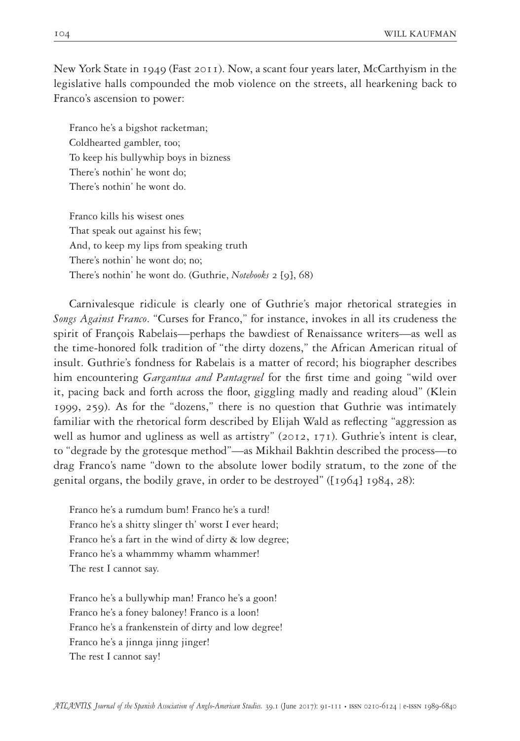New York State in 1949 (Fast 2011). Now, a scant four years later, McCarthyism in the legislative halls compounded the mob violence on the streets, all hearkening back to Franco's ascension to power:

> Franco he's a bigshot racketman;  
> Coldhearted gambler, too;  
> To keep his bullywhip boys in bizness  
> There's nothin' he wont do;  
> There's nothin' he wont do.
>
> Franco kills his wisest ones  
> That speak out against his few;  
> And, to keep my lips from speaking truth  
> There's nothin' he wont do; no;  
> There's nothin' he wont do. (Guthrie, *Notebooks* 2 {9}, 68)

Carnivalesque ridicule is clearly one of Guthrie's major rhetorical strategies in *Songs Against Franco*. "Curses for Franco," for instance, invokes in all its crudeness the spirit of François Rabelais—perhaps the bawdiest of Renaissance writers—as well as the time-honored folk tradition of "the dirty dozens," the African American ritual of insult. Guthrie's fondness for Rabelais is a matter of record; his biographer describes him encountering *Gargantua and Pantagruel* for the first time and going "wild over it, pacing back and forth across the floor, giggling madly and reading aloud" (Klein 1999, 259). As for the "dozens," there is no question that Guthrie was intimately familiar with the rhetorical form described by Elijah Wald as reflecting "aggression as well as humor and ugliness as well as artistry" (2012, 171). Guthrie's intent is clear, to "degrade by the grotesque method"—as Mikhail Bakhtin described the process—to drag Franco's name "down to the absolute lower bodily stratum, to the zone of the genital organs, the bodily grave, in order to be destroyed" ({1964} 1984, 28):

> Franco he's a rumdum bum! Franco he's a turd!  
> Franco he's a shitty slinger th' worst I ever heard;  
> Franco he's a fart in the wind of dirty & low degree;  
> Franco he's a whammmy whamm whammer!  
> The rest I cannot say.
>
> Franco he's a bullywhip man! Franco he's a goon!  
> Franco he's a foney baloney! Franco is a loon!  
> Franco he's a frankenstein of dirty and low degree!  
> Franco he's a jinnga jinng jinger!  
> The rest I cannot say!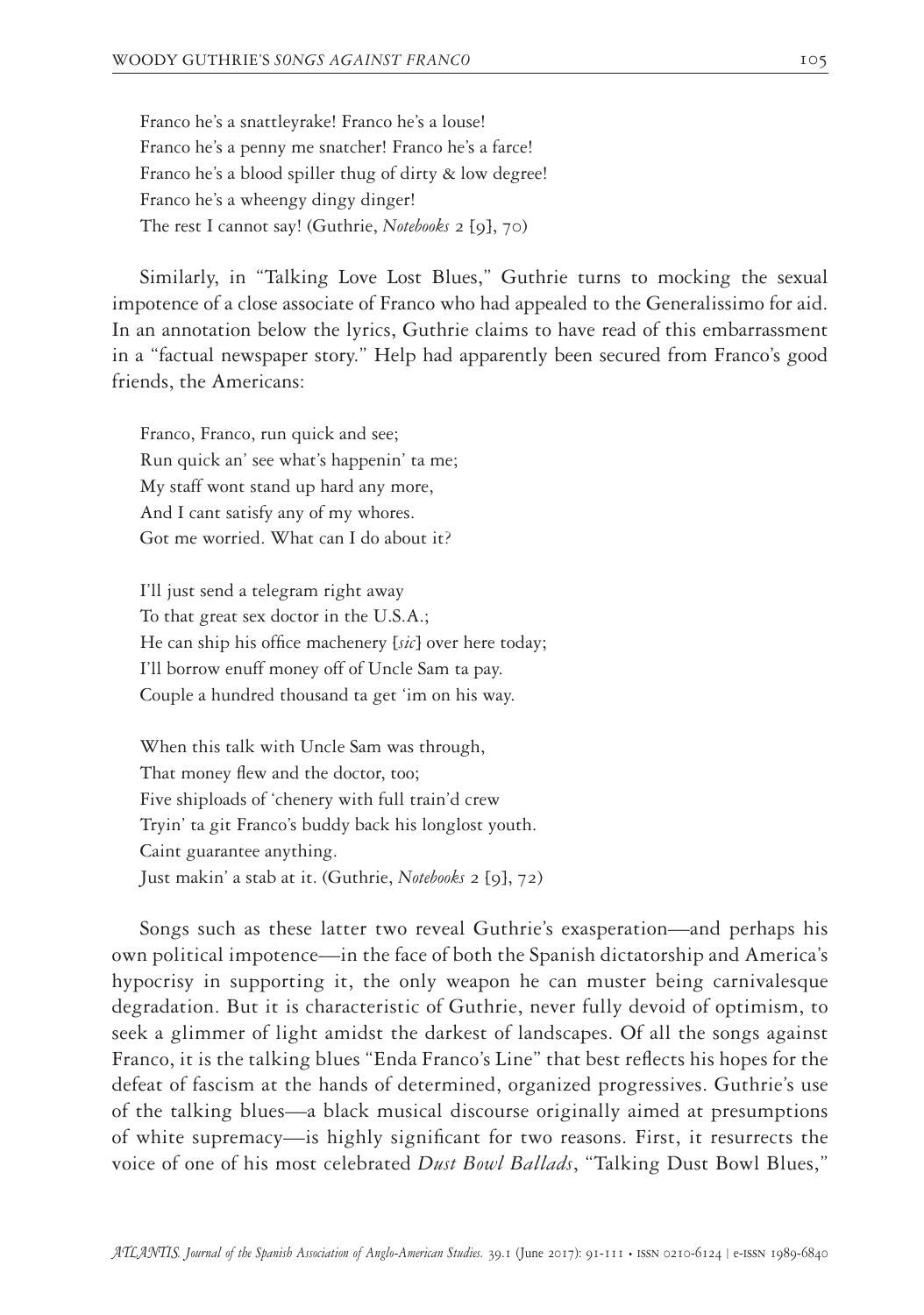Franco he's a snattleyrake! Franco he's a louse!  
Franco he's a penny me snatcher! Franco he's a farce!  
Franco he's a blood spiller thug of dirty & low degree!  
Franco he's a wheengy dingy dinger!  
The rest I cannot say! (Guthrie, *Notebooks* 2 [9], 70)

Similarly, in "Talking Love Lost Blues," Guthrie turns to mocking the sexual impotence of a close associate of Franco who had appealed to the Generalissimo for aid. In an annotation below the lyrics, Guthrie claims to have read of this embarrassment in a "factual newspaper story." Help had apparently been secured from Franco's good friends, the Americans:

Franco, Franco, run quick and see;  
Run quick an' see what's happenin' ta me;  
My staff wont stand up hard any more,  
And I cant satisfy any of my whores.  
Got me worried. What can I do about it?

I'll just send a telegram right away  
To that great sex doctor in the U.S.A.;  
He can ship his office machenery [*sic*] over here today;  
I'll borrow enuff money off of Uncle Sam ta pay.  
Couple a hundred thousand ta get 'im on his way.

When this talk with Uncle Sam was through,  
That money flew and the doctor, too;  
Five shiploads of 'chenery with full train'd crew  
Tryin' ta git Franco's buddy back his longlost youth.  
Caint guarantee anything.  
Just makin' a stab at it. (Guthrie, *Notebooks* 2 [9], 72)

Songs such as these latter two reveal Guthrie's exasperation—and perhaps his own political impotence—in the face of both the Spanish dictatorship and America's hypocrisy in supporting it, the only weapon he can muster being carnivalesque degradation. But it is characteristic of Guthrie, never fully devoid of optimism, to seek a glimmer of light amidst the darkest of landscapes. Of all the songs against Franco, it is the talking blues "Enda Franco's Line" that best reflects his hopes for the defeat of fascism at the hands of determined, organized progressives. Guthrie's use of the talking blues—a black musical discourse originally aimed at presumptions of white supremacy—is highly significant for two reasons. First, it resurrects the voice of one of his most celebrated *Dust Bowl Ballads*, "Talking Dust Bowl Blues,"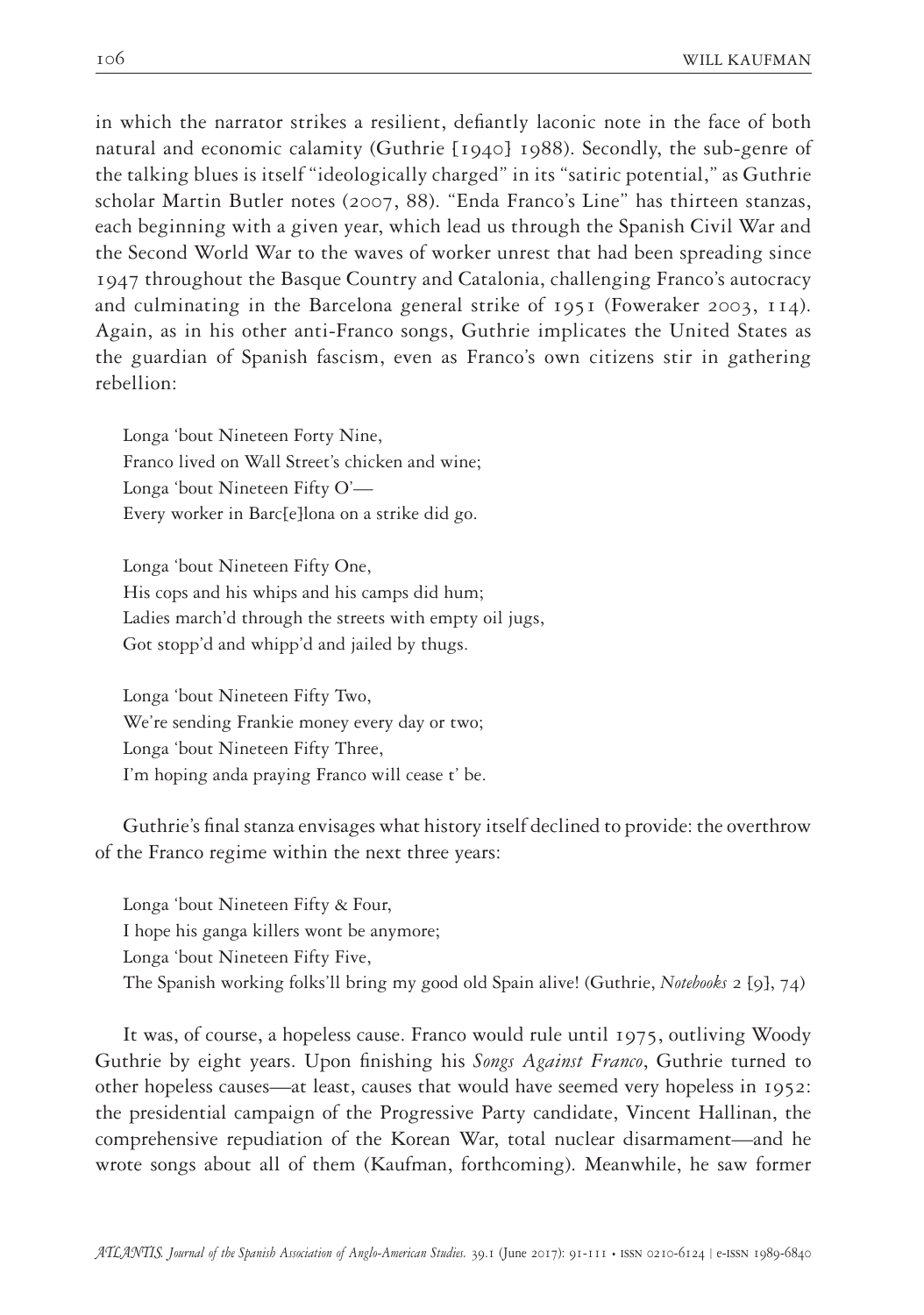in which the narrator strikes a resilient, defiantly laconic note in the face of both natural and economic calamity (Guthrie [1940] 1988). Secondly, the sub-genre of the talking blues is itself "ideologically charged" in its "satiric potential," as Guthrie scholar Martin Butler notes (2007, 88). "Enda Franco's Line" has thirteen stanzas, each beginning with a given year, which lead us through the Spanish Civil War and the Second World War to the waves of worker unrest that had been spreading since 1947 throughout the Basque Country and Catalonia, challenging Franco's autocracy and culminating in the Barcelona general strike of 1951 (Foweraker 2003, 114). Again, as in his other anti-Franco songs, Guthrie implicates the United States as the guardian of Spanish fascism, even as Franco's own citizens stir in gathering rebellion:

> Longa 'bout Nineteen Forty Nine,  
> Franco lived on Wall Street's chicken and wine;  
> Longa 'bout Nineteen Fifty O'—  
> Every worker in Barc[e]lona on a strike did go.
>
> Longa 'bout Nineteen Fifty One,  
> His cops and his whips and his camps did hum;  
> Ladies march'd through the streets with empty oil jugs,  
> Got stopp'd and whipp'd and jailed by thugs.
>
> Longa 'bout Nineteen Fifty Two,  
> We're sending Frankie money every day or two;  
> Longa 'bout Nineteen Fifty Three,  
> I'm hoping anda praying Franco will cease t' be.

Guthrie's final stanza envisages what history itself declined to provide: the overthrow of the Franco regime within the next three years:

> Longa 'bout Nineteen Fifty & Four,  
> I hope his ganga killers wont be anymore;  
> Longa 'bout Nineteen Fifty Five,  
> The Spanish working folks'll bring my good old Spain alive! (Guthrie, *Notebooks* 2 [9], 74)

It was, of course, a hopeless cause. Franco would rule until 1975, outliving Woody Guthrie by eight years. Upon finishing his *Songs Against Franco*, Guthrie turned to other hopeless causes—at least, causes that would have seemed very hopeless in 1952: the presidential campaign of the Progressive Party candidate, Vincent Hallinan, the comprehensive repudiation of the Korean War, total nuclear disarmament—and he wrote songs about all of them (Kaufman, forthcoming). Meanwhile, he saw former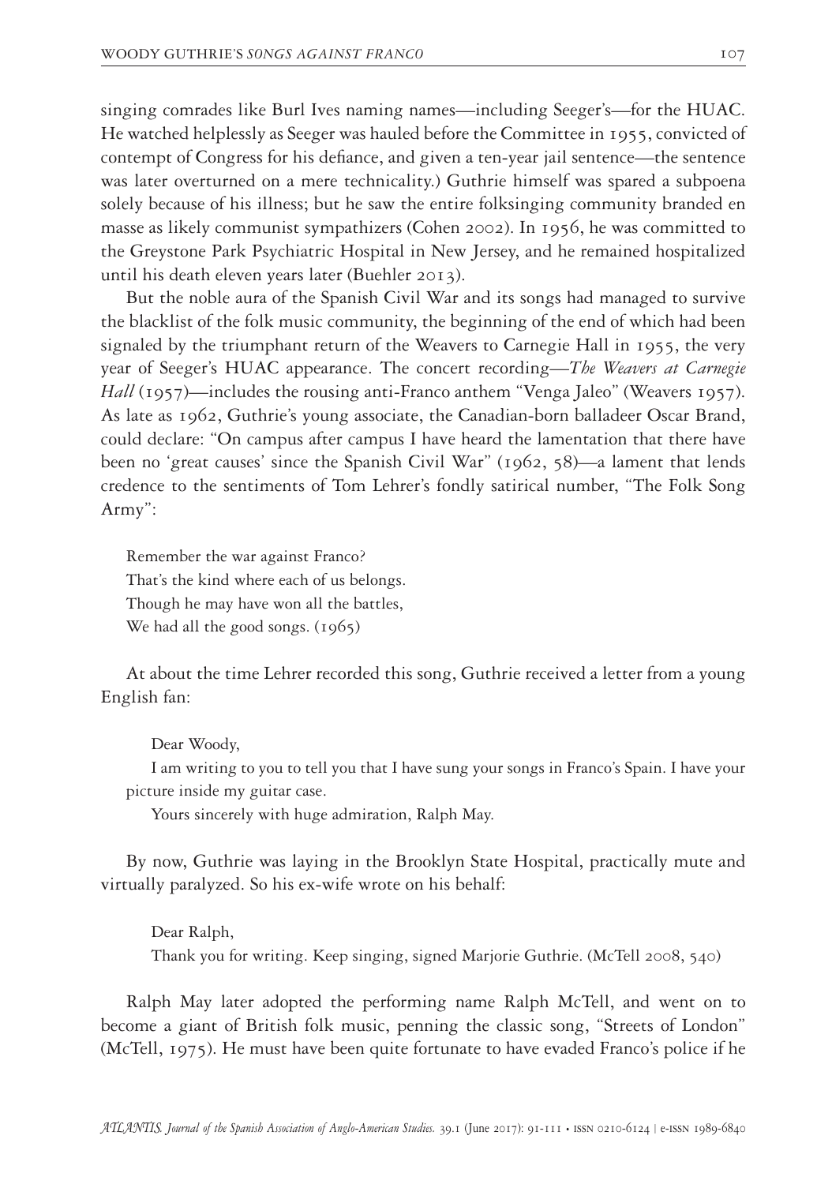singing comrades like Burl Ives naming names—including Seeger's—for the HUAC. He watched helplessly as Seeger was hauled before the Committee in 1955, convicted of contempt of Congress for his defiance, and given a ten-year jail sentence—the sentence was later overturned on a mere technicality.) Guthrie himself was spared a subpoena solely because of his illness; but he saw the entire folksinging community branded en masse as likely communist sympathizers (Cohen 2002). In 1956, he was committed to the Greystone Park Psychiatric Hospital in New Jersey, and he remained hospitalized until his death eleven years later (Buehler 2013).

But the noble aura of the Spanish Civil War and its songs had managed to survive the blacklist of the folk music community, the beginning of the end of which had been signaled by the triumphant return of the Weavers to Carnegie Hall in 1955, the very year of Seeger's HUAC appearance. The concert recording—*The Weavers at Carnegie Hall* (1957)—includes the rousing anti-Franco anthem "Venga Jaleo" (Weavers 1957). As late as 1962, Guthrie's young associate, the Canadian-born balladeer Oscar Brand, could declare: "On campus after campus I have heard the lamentation that there have been no 'great causes' since the Spanish Civil War" (1962, 58)—a lament that lends credence to the sentiments of Tom Lehrer's fondly satirical number, "The Folk Song Army":

> Remember the war against Franco?
> That's the kind where each of us belongs.
> Though he may have won all the battles,
> We had all the good songs. (1965)

At about the time Lehrer recorded this song, Guthrie received a letter from a young English fan:

> Dear Woody,
>
> I am writing to you to tell you that I have sung your songs in Franco's Spain. I have your picture inside my guitar case.
>
> Yours sincerely with huge admiration, Ralph May.

By now, Guthrie was laying in the Brooklyn State Hospital, practically mute and virtually paralyzed. So his ex-wife wrote on his behalf:

> Dear Ralph,
>
> Thank you for writing. Keep singing, signed Marjorie Guthrie. (McTell 2008, 540)

Ralph May later adopted the performing name Ralph McTell, and went on to become a giant of British folk music, penning the classic song, "Streets of London" (McTell, 1975). He must have been quite fortunate to have evaded Franco's police if he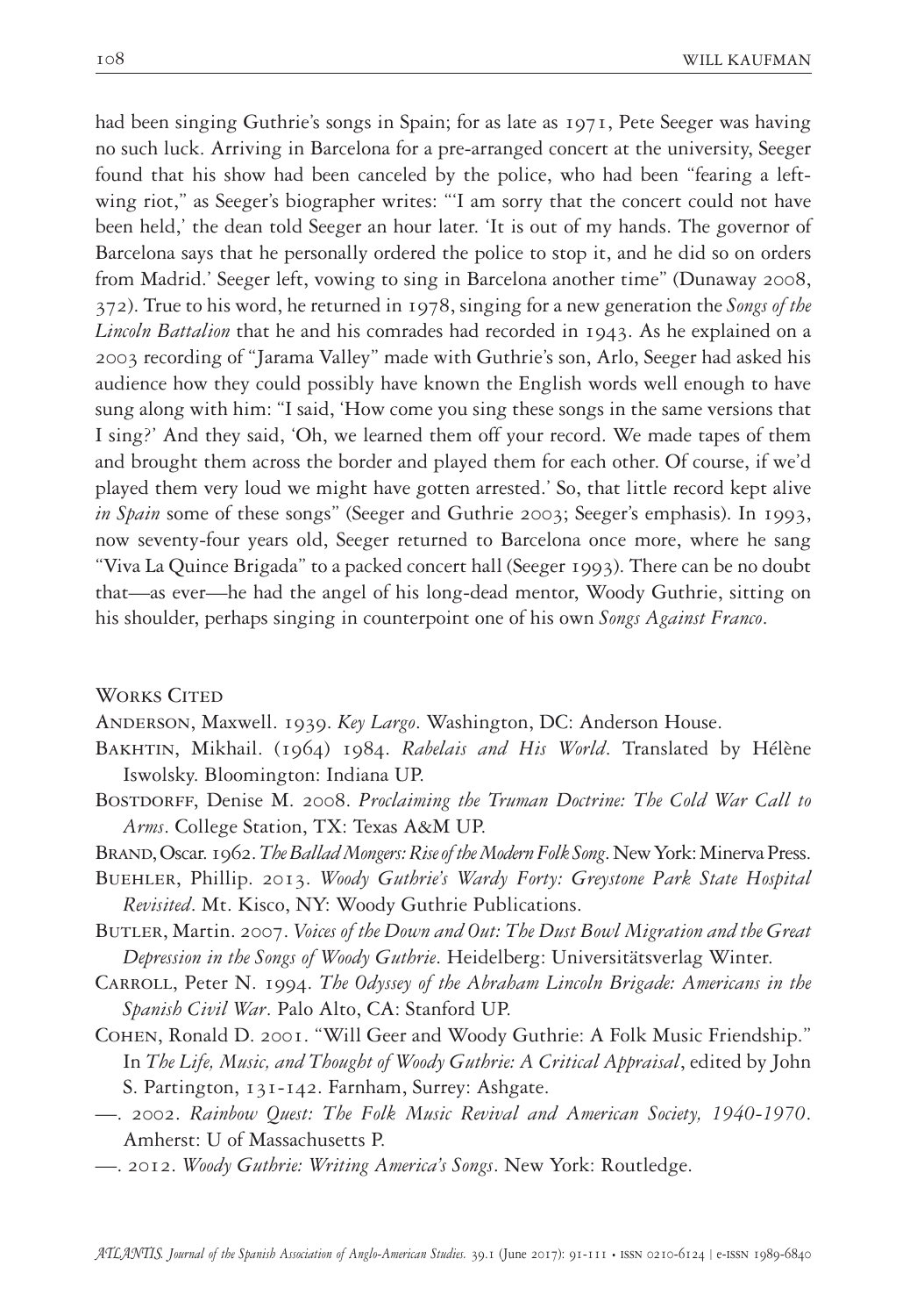had been singing Guthrie's songs in Spain; for as late as 1971, Pete Seeger was having no such luck. Arriving in Barcelona for a pre-arranged concert at the university, Seeger found that his show had been canceled by the police, who had been "fearing a left-wing riot," as Seeger's biographer writes: "'I am sorry that the concert could not have been held,' the dean told Seeger an hour later. 'It is out of my hands. The governor of Barcelona says that he personally ordered the police to stop it, and he did so on orders from Madrid.' Seeger left, vowing to sing in Barcelona another time" (Dunaway 2008, 372). True to his word, he returned in 1978, singing for a new generation the *Songs of the Lincoln Battalion* that he and his comrades had recorded in 1943. As he explained on a 2003 recording of "Jarama Valley" made with Guthrie's son, Arlo, Seeger had asked his audience how they could possibly have known the English words well enough to have sung along with him: "I said, 'How come you sing these songs in the same versions that I sing?' And they said, 'Oh, we learned them off your record. We made tapes of them and brought them across the border and played them for each other. Of course, if we'd played them very loud we might have gotten arrested.' So, that little record kept alive *in Spain* some of these songs" (Seeger and Guthrie 2003; Seeger's emphasis). In 1993, now seventy-four years old, Seeger returned to Barcelona once more, where he sang "Viva La Quince Brigada" to a packed concert hall (Seeger 1993). There can be no doubt that—as ever—he had the angel of his long-dead mentor, Woody Guthrie, sitting on his shoulder, perhaps singing in counterpoint one of his own *Songs Against Franco*.

## Works Cited

Anderson, Maxwell. 1939. *Key Largo*. Washington, DC: Anderson House.

Bakhtin, Mikhail. (1964) 1984. *Rabelais and His World*. Translated by Hélène Iswolsky. Bloomington: Indiana UP.

Bostdorff, Denise M. 2008. *Proclaiming the Truman Doctrine: The Cold War Call to Arms*. College Station, TX: Texas A&M UP.

Brand, Oscar. 1962. *The Ballad Mongers: Rise of the Modern Folk Song*. New York: Minerva Press.

Buehler, Phillip. 2013. *Woody Guthrie's Wardy Forty: Greystone Park State Hospital Revisited*. Mt. Kisco, NY: Woody Guthrie Publications.

Butler, Martin. 2007. *Voices of the Down and Out: The Dust Bowl Migration and the Great Depression in the Songs of Woody Guthrie*. Heidelberg: Universitätsverlag Winter.

Carroll, Peter N. 1994. *The Odyssey of the Abraham Lincoln Brigade: Americans in the Spanish Civil War*. Palo Alto, CA: Stanford UP.

Cohen, Ronald D. 2001. "Will Geer and Woody Guthrie: A Folk Music Friendship." In *The Life, Music, and Thought of Woody Guthrie: A Critical Appraisal*, edited by John S. Partington, 131-142. Farnham, Surrey: Ashgate.

—. 2002. *Rainbow Quest: The Folk Music Revival and American Society, 1940-1970*. Amherst: U of Massachusetts P.

—. 2012. *Woody Guthrie: Writing America's Songs*. New York: Routledge.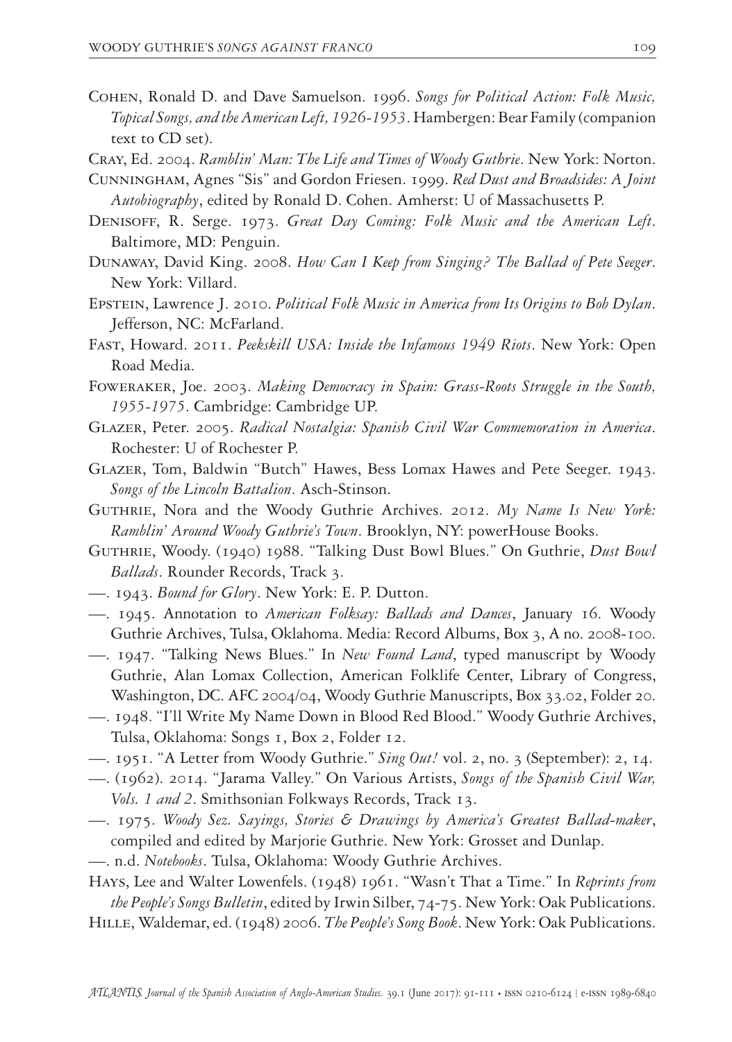Cohen, Ronald D. and Dave Samuelson. 1996. *Songs for Political Action: Folk Music, Topical Songs, and the American Left, 1926-1953*. Hambergen: Bear Family (companion text to CD set).

Cray, Ed. 2004. *Ramblin' Man: The Life and Times of Woody Guthrie*. New York: Norton.

Cunningham, Agnes "Sis" and Gordon Friesen. 1999. *Red Dust and Broadsides: A Joint Autobiography*, edited by Ronald D. Cohen. Amherst: U of Massachusetts P.

Denisoff, R. Serge. 1973. *Great Day Coming: Folk Music and the American Left*. Baltimore, MD: Penguin.

Dunaway, David King. 2008. *How Can I Keep from Singing? The Ballad of Pete Seeger*. New York: Villard.

Epstein, Lawrence J. 2010. *Political Folk Music in America from Its Origins to Bob Dylan*. Jefferson, NC: McFarland.

Fast, Howard. 2011. *Peekskill USA: Inside the Infamous 1949 Riots*. New York: Open Road Media.

Foweraker, Joe. 2003. *Making Democracy in Spain: Grass-Roots Struggle in the South, 1955-1975*. Cambridge: Cambridge UP.

Glazer, Peter. 2005. *Radical Nostalgia: Spanish Civil War Commemoration in America*. Rochester: U of Rochester P.

Glazer, Tom, Baldwin "Butch" Hawes, Bess Lomax Hawes and Pete Seeger. 1943. *Songs of the Lincoln Battalion*. Asch-Stinson.

Guthrie, Nora and the Woody Guthrie Archives. 2012. *My Name Is New York: Ramblin' Around Woody Guthrie's Town*. Brooklyn, NY: powerHouse Books.

Guthrie, Woody. (1940) 1988. "Talking Dust Bowl Blues." On Guthrie, *Dust Bowl Ballads*. Rounder Records, Track 3.

—. 1943. *Bound for Glory*. New York: E. P. Dutton.

—. 1945. Annotation to *American Folksay: Ballads and Dances*, January 16. Woody Guthrie Archives, Tulsa, Oklahoma. Media: Record Albums, Box 3, A no. 2008-100.

—. 1947. "Talking News Blues." In *New Found Land*, typed manuscript by Woody Guthrie, Alan Lomax Collection, American Folklife Center, Library of Congress, Washington, DC. AFC 2004/04, Woody Guthrie Manuscripts, Box 33.02, Folder 20.

—. 1948. "I'll Write My Name Down in Blood Red Blood." Woody Guthrie Archives, Tulsa, Oklahoma: Songs 1, Box 2, Folder 12.

—. 1951. "A Letter from Woody Guthrie." *Sing Out!* vol. 2, no. 3 (September): 2, 14.

—. (1962). 2014. "Jarama Valley." On Various Artists, *Songs of the Spanish Civil War, Vols. 1 and 2*. Smithsonian Folkways Records, Track 13.

—. 1975. *Woody Sez. Sayings, Stories & Drawings by America's Greatest Ballad-maker*, compiled and edited by Marjorie Guthrie. New York: Grosset and Dunlap.

—. n.d. *Notebooks*. Tulsa, Oklahoma: Woody Guthrie Archives.

Hays, Lee and Walter Lowenfels. (1948) 1961. "Wasn't That a Time." In *Reprints from the People's Songs Bulletin*, edited by Irwin Silber, 74-75. New York: Oak Publications.

Hille, Waldemar, ed. (1948) 2006. *The People's Song Book*. New York: Oak Publications.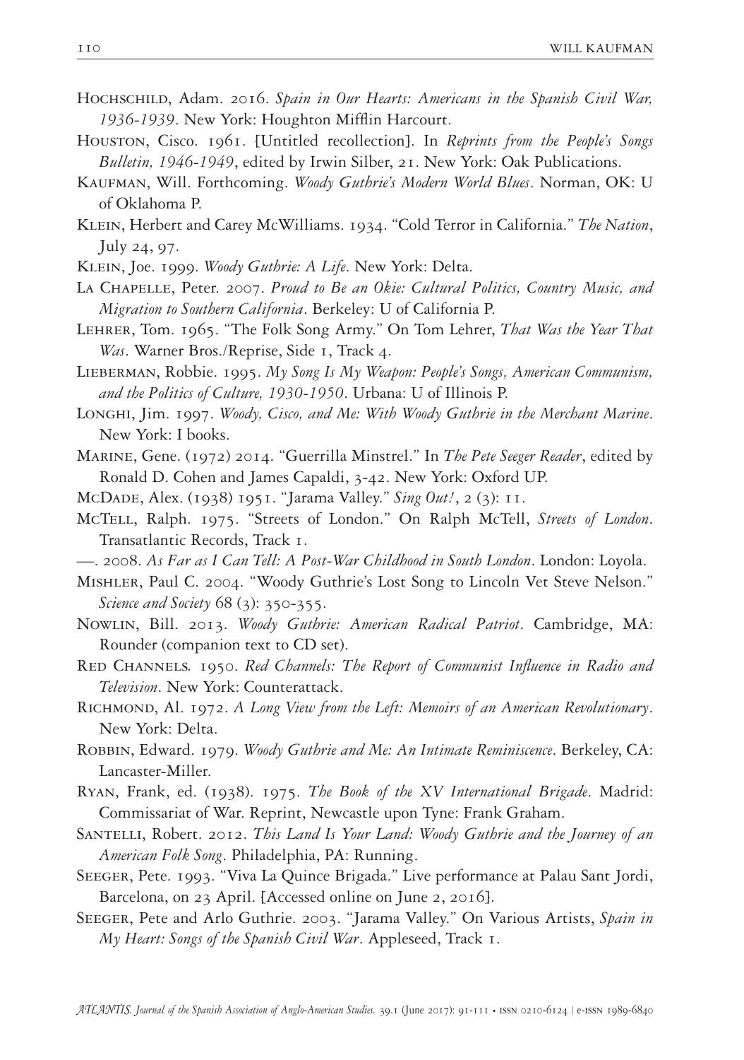Hochschild, Adam. 2016. *Spain in Our Hearts: Americans in the Spanish Civil War, 1936-1939*. New York: Houghton Mifflin Harcourt.

Houston, Cisco. 1961. [Untitled recollection]. In *Reprints from the People's Songs Bulletin, 1946-1949*, edited by Irwin Silber, 21. New York: Oak Publications.

Kaufman, Will. Forthcoming. *Woody Guthrie's Modern World Blues*. Norman, OK: U of Oklahoma P.

Klein, Herbert and Carey McWilliams. 1934. "Cold Terror in California." *The Nation*, July 24, 97.

Klein, Joe. 1999. *Woody Guthrie: A Life*. New York: Delta.

La Chapelle, Peter. 2007. *Proud to Be an Okie: Cultural Politics, Country Music, and Migration to Southern California*. Berkeley: U of California P.

Lehrer, Tom. 1965. "The Folk Song Army." On Tom Lehrer, *That Was the Year That Was*. Warner Bros./Reprise, Side 1, Track 4.

Lieberman, Robbie. 1995. *My Song Is My Weapon: People's Songs, American Communism, and the Politics of Culture, 1930-1950*. Urbana: U of Illinois P.

Longhi, Jim. 1997. *Woody, Cisco, and Me: With Woody Guthrie in the Merchant Marine*. New York: I books.

Marine, Gene. (1972) 2014. "Guerrilla Minstrel." In *The Pete Seeger Reader*, edited by Ronald D. Cohen and James Capaldi, 3-42. New York: Oxford UP.

McDade, Alex. (1938) 1951. "Jarama Valley." *Sing Out!*, 2 (3): 11.

McTell, Ralph. 1975. "Streets of London." On Ralph McTell, *Streets of London*. Transatlantic Records, Track 1.

—. 2008. *As Far as I Can Tell: A Post-War Childhood in South London*. London: Loyola.

Mishler, Paul C. 2004. "Woody Guthrie's Lost Song to Lincoln Vet Steve Nelson." *Science and Society* 68 (3): 350-355.

Nowlin, Bill. 2013. *Woody Guthrie: American Radical Patriot*. Cambridge, MA: Rounder (companion text to CD set).

Red Channels. 1950. *Red Channels: The Report of Communist Influence in Radio and Television*. New York: Counterattack.

Richmond, Al. 1972. *A Long View from the Left: Memoirs of an American Revolutionary*. New York: Delta.

Robbin, Edward. 1979. *Woody Guthrie and Me: An Intimate Reminiscence*. Berkeley, CA: Lancaster-Miller.

Ryan, Frank, ed. (1938). 1975. *The Book of the XV International Brigade*. Madrid: Commissariat of War. Reprint, Newcastle upon Tyne: Frank Graham.

Santelli, Robert. 2012. *This Land Is Your Land: Woody Guthrie and the Journey of an American Folk Song*. Philadelphia, PA: Running.

Seeger, Pete. 1993. "Viva La Quince Brigada." Live performance at Palau Sant Jordi, Barcelona, on 23 April. [Accessed online on June 2, 2016].

Seeger, Pete and Arlo Guthrie. 2003. "Jarama Valley." On Various Artists, *Spain in My Heart: Songs of the Spanish Civil War*. Appleseed, Track 1.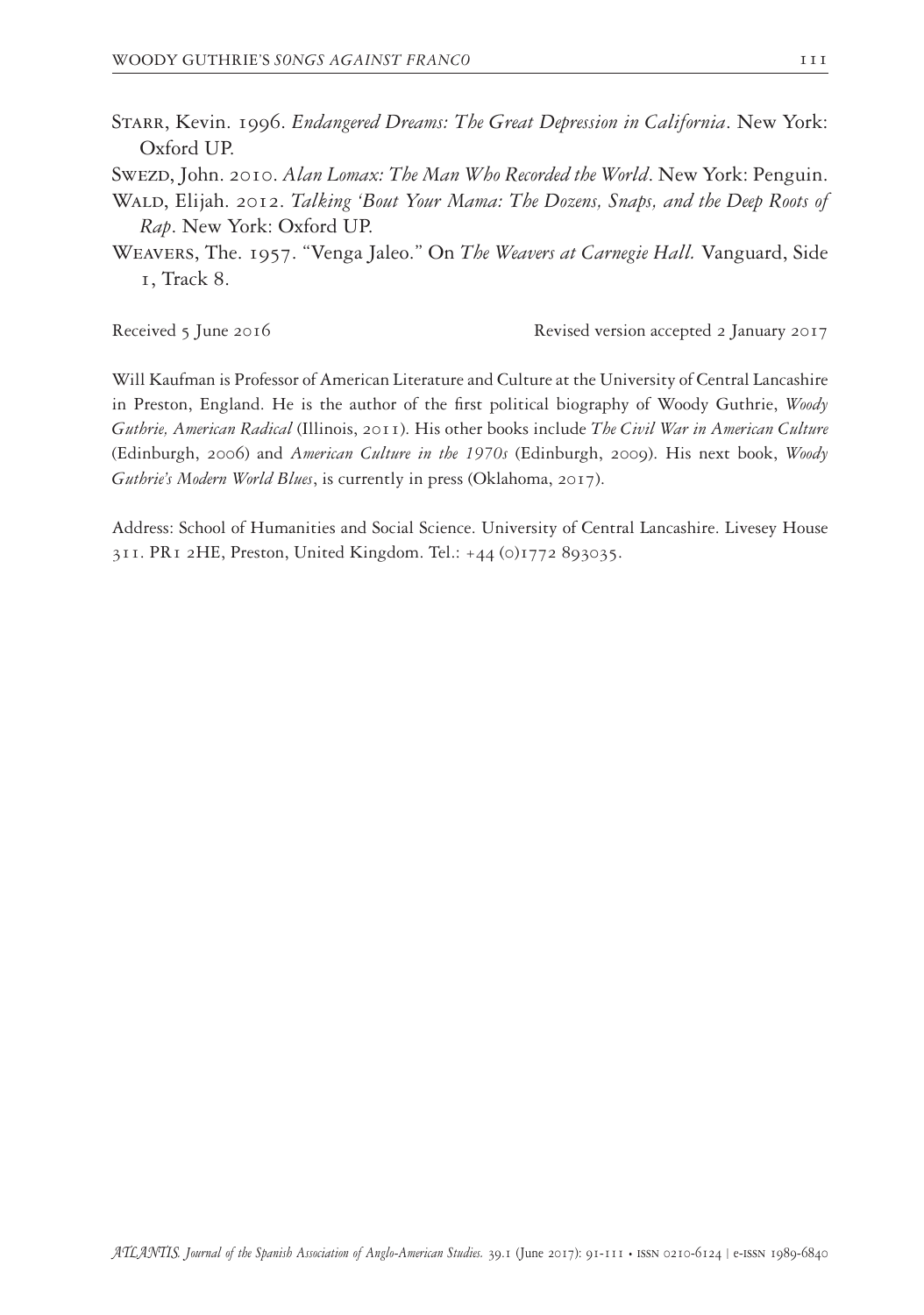Starr, Kevin. 1996. *Endangered Dreams: The Great Depression in California*. New York: Oxford UP.

Swezd, John. 2010. *Alan Lomax: The Man Who Recorded the World*. New York: Penguin.

Wald, Elijah. 2012. *Talking 'Bout Your Mama: The Dozens, Snaps, and the Deep Roots of Rap*. New York: Oxford UP.

Weavers, The. 1957. "Venga Jaleo." On *The Weavers at Carnegie Hall.* Vanguard, Side 1, Track 8.

Received 5 June 2016 Revised version accepted 2 January 2017

Will Kaufman is Professor of American Literature and Culture at the University of Central Lancashire in Preston, England. He is the author of the first political biography of Woody Guthrie, *Woody Guthrie, American Radical* (Illinois, 2011). His other books include *The Civil War in American Culture* (Edinburgh, 2006) and *American Culture in the 1970s* (Edinburgh, 2009). His next book, *Woody Guthrie's Modern World Blues*, is currently in press (Oklahoma, 2017).

Address: School of Humanities and Social Science. University of Central Lancashire. Livesey House 311. PR1 2HE, Preston, United Kingdom. Tel.: +44 (0)1772 893035.